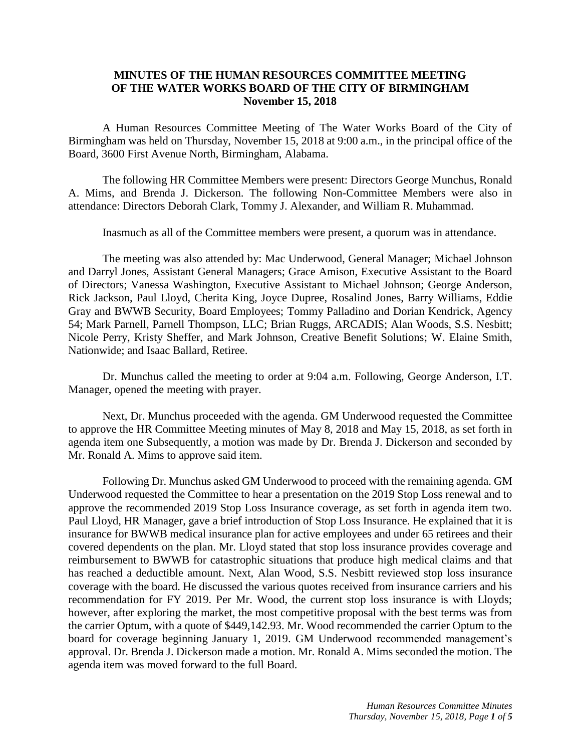# MINUTES OF THE HUMAN RESOURCES COMMITTEE MEETING OF THE WATER WORKS BOARD OF THE CITY OF BIRMINGHAM
## November 15, 2018

A Human Resources Committee Meeting of The Water Works Board of the City of Birmingham was held on Thursday, November 15, 2018 at 9:00 a.m., in the principal office of the Board, 3600 First Avenue North, Birmingham, Alabama.

The following HR Committee Members were present: Directors George Munchus, Ronald A. Mims, and Brenda J. Dickerson. The following Non-Committee Members were also in attendance: Directors Deborah Clark, Tommy J. Alexander, and William R. Muhammad.

Inasmuch as all of the Committee members were present, a quorum was in attendance.

The meeting was also attended by: Mac Underwood, General Manager; Michael Johnson and Darryl Jones, Assistant General Managers; Grace Amison, Executive Assistant to the Board of Directors; Vanessa Washington, Executive Assistant to Michael Johnson; George Anderson, Rick Jackson, Paul Lloyd, Cherita King, Joyce Dupree, Rosalind Jones, Barry Williams, Eddie Gray and BWWB Security, Board Employees; Tommy Palladino and Dorian Kendrick, Agency 54; Mark Parnell, Parnell Thompson, LLC; Brian Ruggs, ARCADIS; Alan Woods, S.S. Nesbitt; Nicole Perry, Kristy Sheffer, and Mark Johnson, Creative Benefit Solutions; W. Elaine Smith, Nationwide; and Isaac Ballard, Retiree.

Dr. Munchus called the meeting to order at 9:04 a.m. Following, George Anderson, I.T. Manager, opened the meeting with prayer.

Next, Dr. Munchus proceeded with the agenda. GM Underwood requested the Committee to approve the HR Committee Meeting minutes of May 8, 2018 and May 15, 2018, as set forth in agenda item one Subsequently, a motion was made by Dr. Brenda J. Dickerson and seconded by Mr. Ronald A. Mims to approve said item.

Following Dr. Munchus asked GM Underwood to proceed with the remaining agenda. GM Underwood requested the Committee to hear a presentation on the 2019 Stop Loss renewal and to approve the recommended 2019 Stop Loss Insurance coverage, as set forth in agenda item two. Paul Lloyd, HR Manager, gave a brief introduction of Stop Loss Insurance. He explained that it is insurance for BWWB medical insurance plan for active employees and under 65 retirees and their covered dependents on the plan. Mr. Lloyd stated that stop loss insurance provides coverage and reimbursement to BWWB for catastrophic situations that produce high medical claims and that has reached a deductible amount. Next, Alan Wood, S.S. Nesbitt reviewed stop loss insurance coverage with the board. He discussed the various quotes received from insurance carriers and his recommendation for FY 2019. Per Mr. Wood, the current stop loss insurance is with Lloyds; however, after exploring the market, the most competitive proposal with the best terms was from the carrier Optum, with a quote of $449,142.93. Mr. Wood recommended the carrier Optum to the board for coverage beginning January 1, 2019. GM Underwood recommended management's approval. Dr. Brenda J. Dickerson made a motion. Mr. Ronald A. Mims seconded the motion. The agenda item was moved forward to the full Board.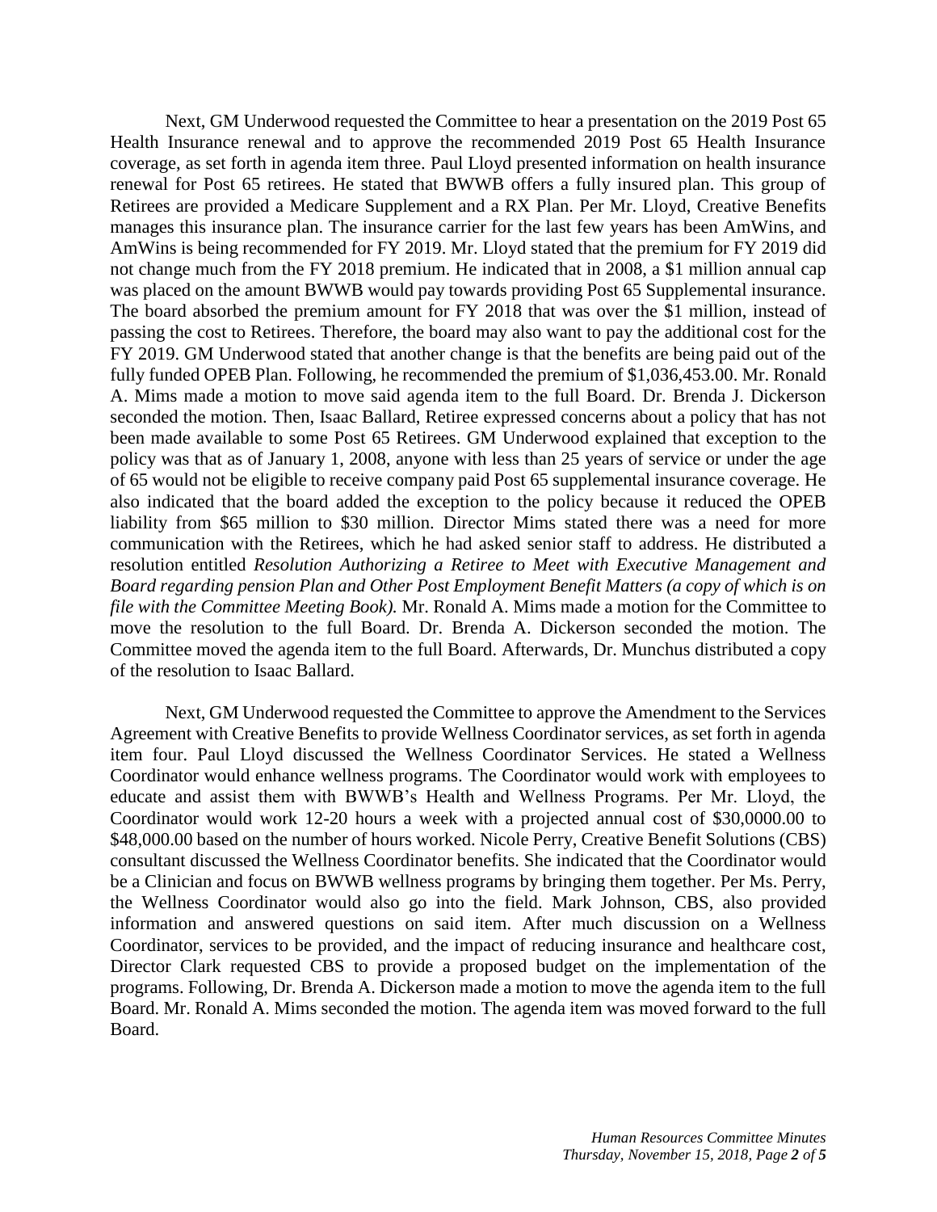Next, GM Underwood requested the Committee to hear a presentation on the 2019 Post 65 Health Insurance renewal and to approve the recommended 2019 Post 65 Health Insurance coverage, as set forth in agenda item three. Paul Lloyd presented information on health insurance renewal for Post 65 retirees. He stated that BWWB offers a fully insured plan. This group of Retirees are provided a Medicare Supplement and a RX Plan. Per Mr. Lloyd, Creative Benefits manages this insurance plan. The insurance carrier for the last few years has been AmWins, and AmWins is being recommended for FY 2019. Mr. Lloyd stated that the premium for FY 2019 did not change much from the FY 2018 premium. He indicated that in 2008, a $1 million annual cap was placed on the amount BWWB would pay towards providing Post 65 Supplemental insurance. The board absorbed the premium amount for FY 2018 that was over the $1 million, instead of passing the cost to Retirees. Therefore, the board may also want to pay the additional cost for the FY 2019. GM Underwood stated that another change is that the benefits are being paid out of the fully funded OPEB Plan. Following, he recommended the premium of $1,036,453.00. Mr. Ronald A. Mims made a motion to move said agenda item to the full Board. Dr. Brenda J. Dickerson seconded the motion. Then, Isaac Ballard, Retiree expressed concerns about a policy that has not been made available to some Post 65 Retirees. GM Underwood explained that exception to the policy was that as of January 1, 2008, anyone with less than 25 years of service or under the age of 65 would not be eligible to receive company paid Post 65 supplemental insurance coverage. He also indicated that the board added the exception to the policy because it reduced the OPEB liability from $65 million to $30 million. Director Mims stated there was a need for more communication with the Retirees, which he had asked senior staff to address. He distributed a resolution entitled *Resolution Authorizing a Retiree to Meet with Executive Management and Board regarding pension Plan and Other Post Employment Benefit Matters (a copy of which is on file with the Committee Meeting Book).* Mr. Ronald A. Mims made a motion for the Committee to move the resolution to the full Board. Dr. Brenda A. Dickerson seconded the motion. The Committee moved the agenda item to the full Board. Afterwards, Dr. Munchus distributed a copy of the resolution to Isaac Ballard.

Next, GM Underwood requested the Committee to approve the Amendment to the Services Agreement with Creative Benefits to provide Wellness Coordinator services, as set forth in agenda item four. Paul Lloyd discussed the Wellness Coordinator Services. He stated a Wellness Coordinator would enhance wellness programs. The Coordinator would work with employees to educate and assist them with BWWB's Health and Wellness Programs. Per Mr. Lloyd, the Coordinator would work 12-20 hours a week with a projected annual cost of $30,0000.00 to $48,000.00 based on the number of hours worked. Nicole Perry, Creative Benefit Solutions (CBS) consultant discussed the Wellness Coordinator benefits. She indicated that the Coordinator would be a Clinician and focus on BWWB wellness programs by bringing them together. Per Ms. Perry, the Wellness Coordinator would also go into the field. Mark Johnson, CBS, also provided information and answered questions on said item. After much discussion on a Wellness Coordinator, services to be provided, and the impact of reducing insurance and healthcare cost, Director Clark requested CBS to provide a proposed budget on the implementation of the programs. Following, Dr. Brenda A. Dickerson made a motion to move the agenda item to the full Board. Mr. Ronald A. Mims seconded the motion. The agenda item was moved forward to the full Board.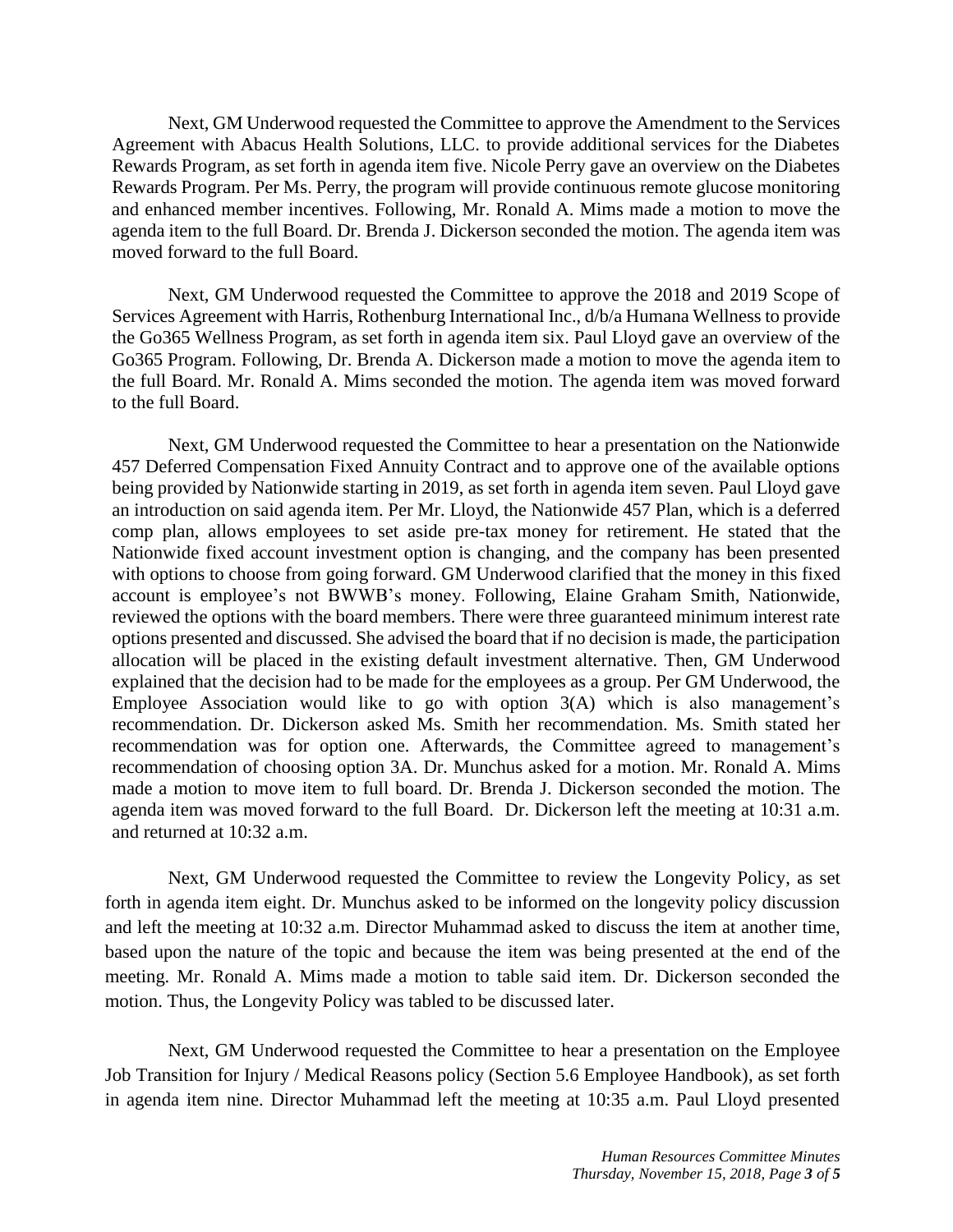Next, GM Underwood requested the Committee to approve the Amendment to the Services Agreement with Abacus Health Solutions, LLC. to provide additional services for the Diabetes Rewards Program, as set forth in agenda item five. Nicole Perry gave an overview on the Diabetes Rewards Program. Per Ms. Perry, the program will provide continuous remote glucose monitoring and enhanced member incentives. Following, Mr. Ronald A. Mims made a motion to move the agenda item to the full Board. Dr. Brenda J. Dickerson seconded the motion. The agenda item was moved forward to the full Board.

Next, GM Underwood requested the Committee to approve the 2018 and 2019 Scope of Services Agreement with Harris, Rothenburg International Inc., d/b/a Humana Wellness to provide the Go365 Wellness Program, as set forth in agenda item six. Paul Lloyd gave an overview of the Go365 Program. Following, Dr. Brenda A. Dickerson made a motion to move the agenda item to the full Board. Mr. Ronald A. Mims seconded the motion. The agenda item was moved forward to the full Board.

Next, GM Underwood requested the Committee to hear a presentation on the Nationwide 457 Deferred Compensation Fixed Annuity Contract and to approve one of the available options being provided by Nationwide starting in 2019, as set forth in agenda item seven. Paul Lloyd gave an introduction on said agenda item. Per Mr. Lloyd, the Nationwide 457 Plan, which is a deferred comp plan, allows employees to set aside pre-tax money for retirement. He stated that the Nationwide fixed account investment option is changing, and the company has been presented with options to choose from going forward. GM Underwood clarified that the money in this fixed account is employee's not BWWB's money. Following, Elaine Graham Smith, Nationwide, reviewed the options with the board members. There were three guaranteed minimum interest rate options presented and discussed. She advised the board that if no decision is made, the participation allocation will be placed in the existing default investment alternative. Then, GM Underwood explained that the decision had to be made for the employees as a group. Per GM Underwood, the Employee Association would like to go with option 3(A) which is also management's recommendation. Dr. Dickerson asked Ms. Smith her recommendation. Ms. Smith stated her recommendation was for option one. Afterwards, the Committee agreed to management's recommendation of choosing option 3A. Dr. Munchus asked for a motion. Mr. Ronald A. Mims made a motion to move item to full board. Dr. Brenda J. Dickerson seconded the motion. The agenda item was moved forward to the full Board. Dr. Dickerson left the meeting at 10:31 a.m. and returned at 10:32 a.m.

Next, GM Underwood requested the Committee to review the Longevity Policy, as set forth in agenda item eight. Dr. Munchus asked to be informed on the longevity policy discussion and left the meeting at 10:32 a.m. Director Muhammad asked to discuss the item at another time, based upon the nature of the topic and because the item was being presented at the end of the meeting. Mr. Ronald A. Mims made a motion to table said item. Dr. Dickerson seconded the motion. Thus, the Longevity Policy was tabled to be discussed later.

Next, GM Underwood requested the Committee to hear a presentation on the Employee Job Transition for Injury / Medical Reasons policy (Section 5.6 Employee Handbook), as set forth in agenda item nine. Director Muhammad left the meeting at 10:35 a.m. Paul Lloyd presented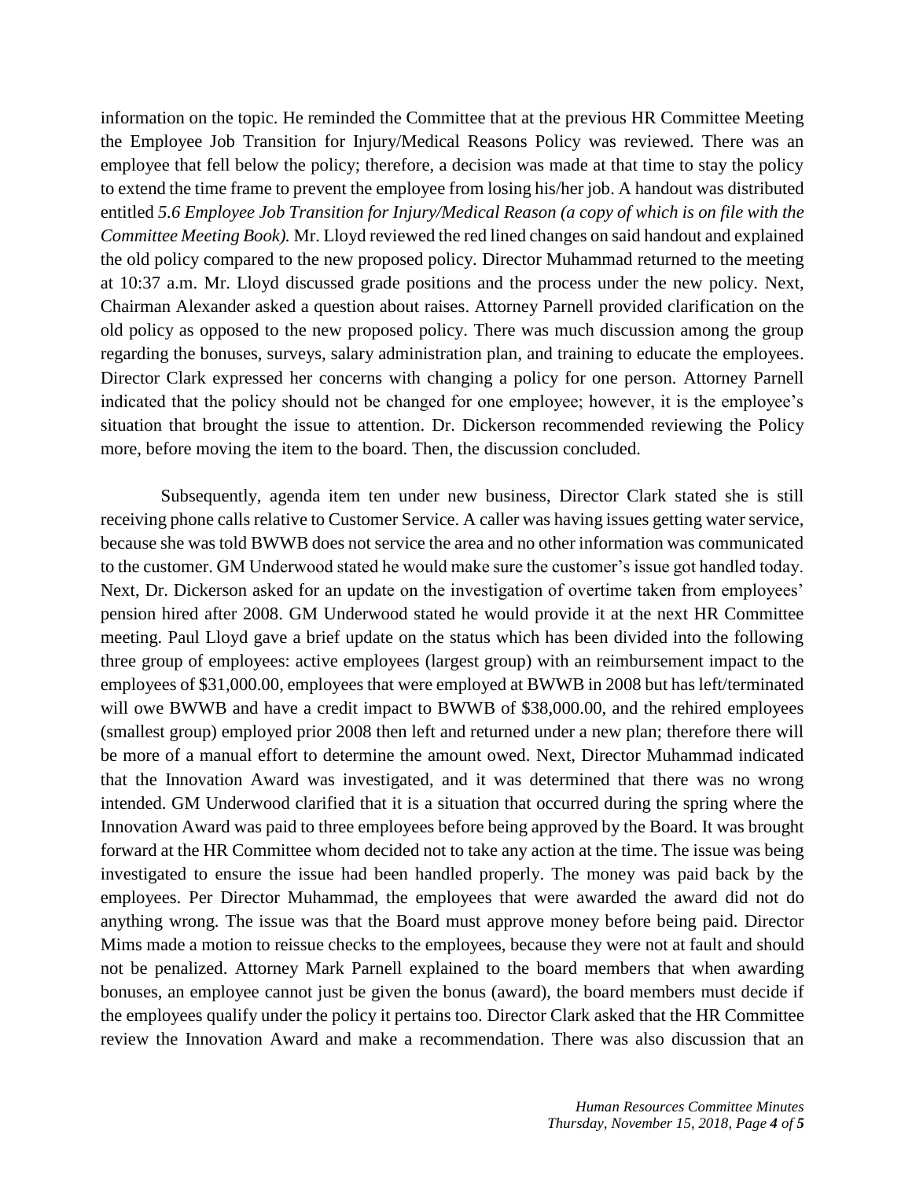information on the topic. He reminded the Committee that at the previous HR Committee Meeting the Employee Job Transition for Injury/Medical Reasons Policy was reviewed. There was an employee that fell below the policy; therefore, a decision was made at that time to stay the policy to extend the time frame to prevent the employee from losing his/her job. A handout was distributed entitled *5.6 Employee Job Transition for Injury/Medical Reason (a copy of which is on file with the Committee Meeting Book).* Mr. Lloyd reviewed the red lined changes on said handout and explained the old policy compared to the new proposed policy. Director Muhammad returned to the meeting at 10:37 a.m. Mr. Lloyd discussed grade positions and the process under the new policy. Next, Chairman Alexander asked a question about raises. Attorney Parnell provided clarification on the old policy as opposed to the new proposed policy. There was much discussion among the group regarding the bonuses, surveys, salary administration plan, and training to educate the employees. Director Clark expressed her concerns with changing a policy for one person. Attorney Parnell indicated that the policy should not be changed for one employee; however, it is the employee's situation that brought the issue to attention. Dr. Dickerson recommended reviewing the Policy more, before moving the item to the board. Then, the discussion concluded.

Subsequently, agenda item ten under new business, Director Clark stated she is still receiving phone calls relative to Customer Service. A caller was having issues getting water service, because she was told BWWB does not service the area and no other information was communicated to the customer. GM Underwood stated he would make sure the customer's issue got handled today. Next, Dr. Dickerson asked for an update on the investigation of overtime taken from employees' pension hired after 2008. GM Underwood stated he would provide it at the next HR Committee meeting. Paul Lloyd gave a brief update on the status which has been divided into the following three group of employees: active employees (largest group) with an reimbursement impact to the employees of $31,000.00, employees that were employed at BWWB in 2008 but has left/terminated will owe BWWB and have a credit impact to BWWB of $38,000.00, and the rehired employees (smallest group) employed prior 2008 then left and returned under a new plan; therefore there will be more of a manual effort to determine the amount owed. Next, Director Muhammad indicated that the Innovation Award was investigated, and it was determined that there was no wrong intended. GM Underwood clarified that it is a situation that occurred during the spring where the Innovation Award was paid to three employees before being approved by the Board. It was brought forward at the HR Committee whom decided not to take any action at the time. The issue was being investigated to ensure the issue had been handled properly. The money was paid back by the employees. Per Director Muhammad, the employees that were awarded the award did not do anything wrong. The issue was that the Board must approve money before being paid. Director Mims made a motion to reissue checks to the employees, because they were not at fault and should not be penalized. Attorney Mark Parnell explained to the board members that when awarding bonuses, an employee cannot just be given the bonus (award), the board members must decide if the employees qualify under the policy it pertains too. Director Clark asked that the HR Committee review the Innovation Award and make a recommendation. There was also discussion that an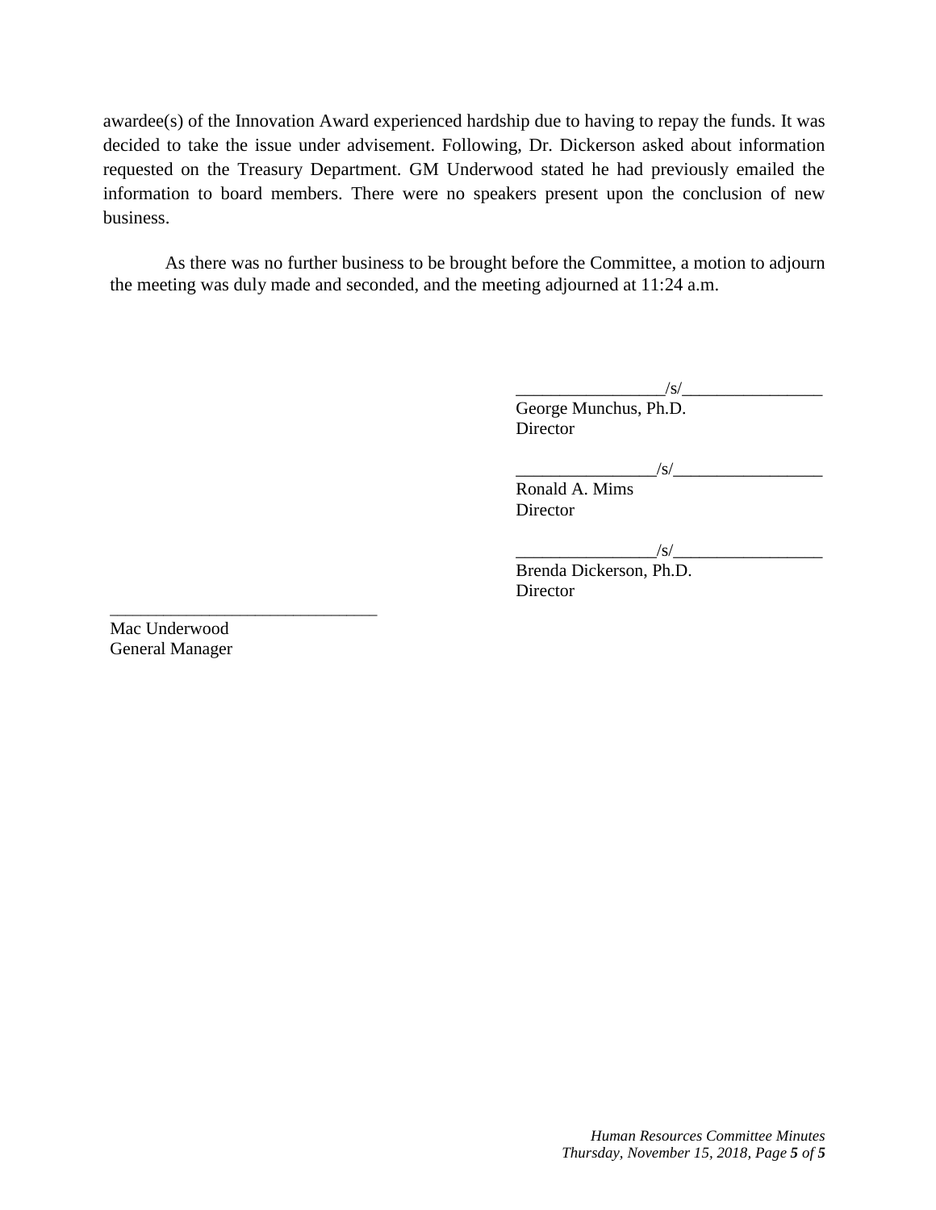awardee(s) of the Innovation Award experienced hardship due to having to repay the funds. It was decided to take the issue under advisement. Following, Dr. Dickerson asked about information requested on the Treasury Department. GM Underwood stated he had previously emailed the information to board members. There were no speakers present upon the conclusion of new business.

As there was no further business to be brought before the Committee, a motion to adjourn the meeting was duly made and seconded, and the meeting adjourned at 11:24 a.m.

_________________/s/________________
George Munchus, Ph.D.
Director

________________/s/_________________
Ronald A. Mims
Director

________________/s/_________________
Brenda Dickerson, Ph.D.
Director

_______________________________
Mac Underwood
General Manager